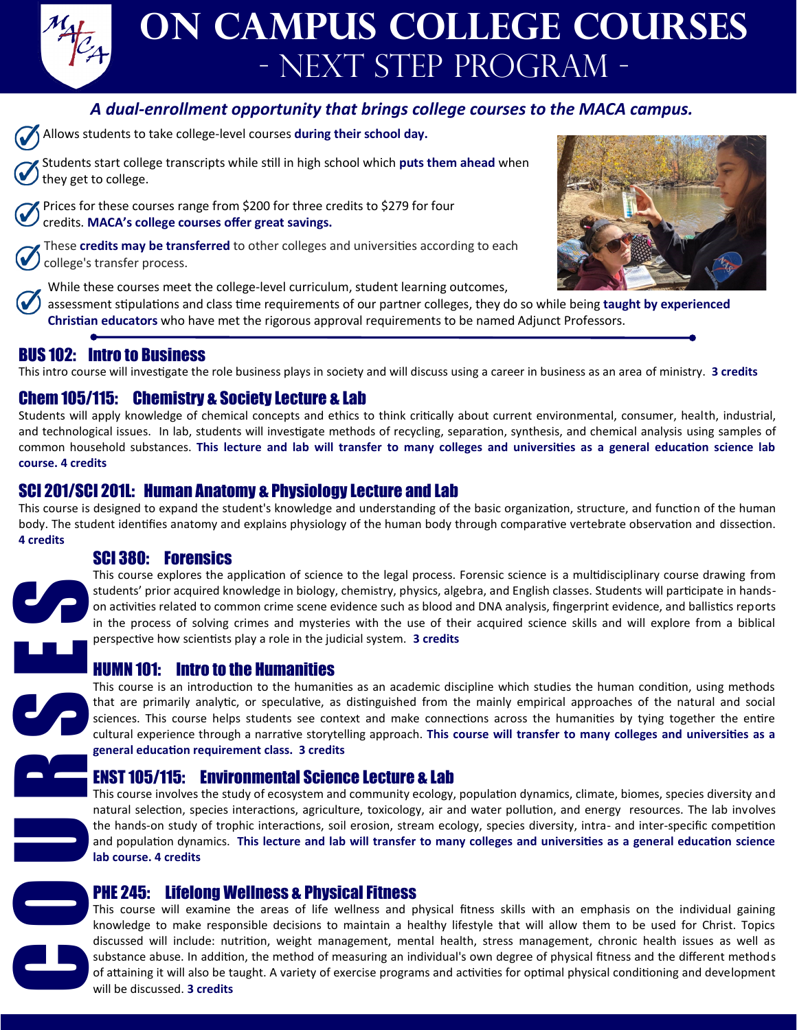# On Campus College Courses

## - Next Step Program -

***A dual-enrollment opportunity that brings college courses to the MACA campus.***

- Allows students to take college-level courses **during their school day.**
- Students start college transcripts while still in high school which **puts them ahead** when they get to college.
- Prices for these courses range from $200 for three credits to $279 for four credits. **MACA's college courses offer great savings.**
- These **credits may be transferred** to other colleges and universities according to each college's transfer process.
- While these courses meet the college-level curriculum, student learning outcomes, assessment stipulations and class time requirements of our partner colleges, they do so while being **taught by experienced Christian educators** who have met the rigorous approval requirements to be named Adjunct Professors.

# COURSES

### BUS 102: Intro to Business

This intro course will investigate the role business plays in society and will discuss using a career in business as an area of ministry. **3 credits**

### Chem 105/115: Chemistry & Society Lecture & Lab

Students will apply knowledge of chemical concepts and ethics to think critically about current environmental, consumer, health, industrial, and technological issues. In lab, students will investigate methods of recycling, separation, synthesis, and chemical analysis using samples of common household substances. **This lecture and lab will transfer to many colleges and universities as a general education science lab course. 4 credits**

### SCI 201/SCI 201L: Human Anatomy & Physiology Lecture and Lab

This course is designed to expand the student's knowledge and understanding of the basic organization, structure, and function of the human body. The student identifies anatomy and explains physiology of the human body through comparative vertebrate observation and dissection. **4 credits**

### SCI 380: Forensics

This course explores the application of science to the legal process. Forensic science is a multidisciplinary course drawing from students' prior acquired knowledge in biology, chemistry, physics, algebra, and English classes. Students will participate in hands-on activities related to common crime scene evidence such as blood and DNA analysis, fingerprint evidence, and ballistics reports in the process of solving crimes and mysteries with the use of their acquired science skills and will explore from a biblical perspective how scientists play a role in the judicial system. **3 credits**

### HUMN 101: Intro to the Humanities

This course is an introduction to the humanities as an academic discipline which studies the human condition, using methods that are primarily analytic, or speculative, as distinguished from the mainly empirical approaches of the natural and social sciences. This course helps students see context and make connections across the humanities by tying together the entire cultural experience through a narrative storytelling approach. **This course will transfer to many colleges and universities as a general education requirement class. 3 credits**

### ENST 105/115: Environmental Science Lecture & Lab

This course involves the study of ecosystem and community ecology, population dynamics, climate, biomes, species diversity and natural selection, species interactions, agriculture, toxicology, air and water pollution, and energy resources. The lab involves the hands-on study of trophic interactions, soil erosion, stream ecology, species diversity, intra- and inter-specific competition and population dynamics. **This lecture and lab will transfer to many colleges and universities as a general education science lab course. 4 credits**

### PHE 245: Lifelong Wellness & Physical Fitness

This course will examine the areas of life wellness and physical fitness skills with an emphasis on the individual gaining knowledge to make responsible decisions to maintain a healthy lifestyle that will allow them to be used for Christ. Topics discussed will include: nutrition, weight management, mental health, stress management, chronic health issues as well as substance abuse. In addition, the method of measuring an individual's own degree of physical fitness and the different methods of attaining it will also be taught. A variety of exercise programs and activities for optimal physical conditioning and development will be discussed. **3 credits**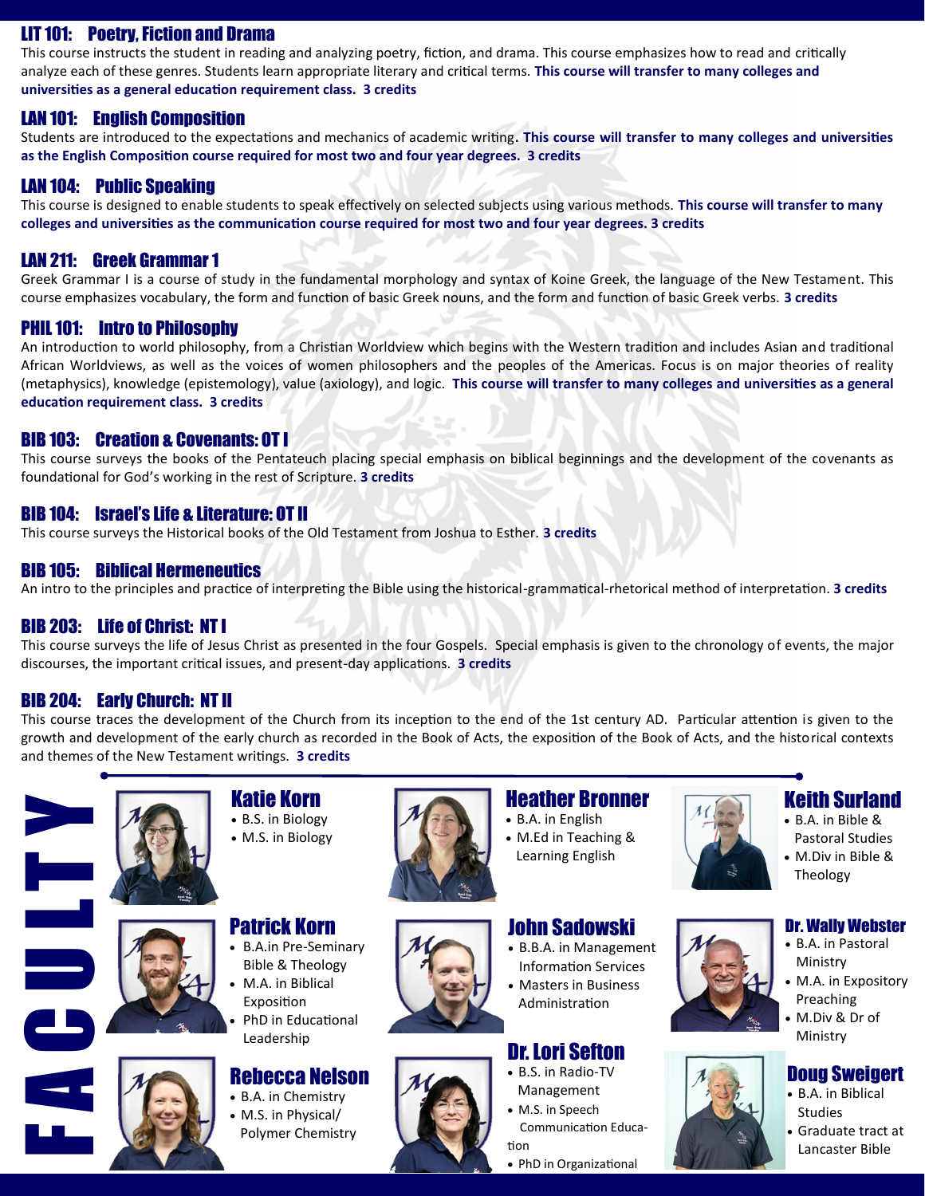## LIT 101: Poetry, Fiction and Drama

This course instructs the student in reading and analyzing poetry, fiction, and drama. This course emphasizes how to read and critically analyze each of these genres. Students learn appropriate literary and critical terms. **This course will transfer to many colleges and universities as a general education requirement class. 3 credits**

## LAN 101: English Composition

Students are introduced to the expectations and mechanics of academic writing**. This course will transfer to many colleges and universities as the English Composition course required for most two and four year degrees. 3 credits**

## LAN 104: Public Speaking

This course is designed to enable students to speak effectively on selected subjects using various methods. **This course will transfer to many colleges and universities as the communication course required for most two and four year degrees. 3 credits**

## LAN 211: Greek Grammar 1

Greek Grammar I is a course of study in the fundamental morphology and syntax of Koine Greek, the language of the New Testament. This course emphasizes vocabulary, the form and function of basic Greek nouns, and the form and function of basic Greek verbs. **3 credits**

## PHIL 101: Intro to Philosophy

An introduction to world philosophy, from a Christian Worldview which begins with the Western tradition and includes Asian and traditional African Worldviews, as well as the voices of women philosophers and the peoples of the Americas. Focus is on major theories of reality (metaphysics), knowledge (epistemology), value (axiology), and logic. **This course will transfer to many colleges and universities as a general education requirement class. 3 credits**

## BIB 103: Creation & Covenants: OT I

This course surveys the books of the Pentateuch placing special emphasis on biblical beginnings and the development of the covenants as foundational for God's working in the rest of Scripture. **3 credits**

## BIB 104: Israel's Life & Literature: OT II

This course surveys the Historical books of the Old Testament from Joshua to Esther. **3 credits**

## BIB 105: Biblical Hermeneutics

An intro to the principles and practice of interpreting the Bible using the historical-grammatical-rhetorical method of interpretation. **3 credits**

## BIB 203: Life of Christ: NT I

This course surveys the life of Jesus Christ as presented in the four Gospels. Special emphasis is given to the chronology of events, the major discourses, the important critical issues, and present-day applications. **3 credits**

## BIB 204: Early Church: NT II

This course traces the development of the Church from its inception to the end of the 1st century AD. Particular attention is given to the growth and development of the early church as recorded in the Book of Acts, the exposition of the Book of Acts, and the historical contexts and themes of the New Testament writings. **3 credits**

# FACULTY

### Katie Korn
- B.S. in Biology
- M.S. in Biology

### Heather Bronner
- B.A. in English
- M.Ed in Teaching & Learning English

### Keith Surland
- B.A. in Bible & Pastoral Studies
- M.Div in Bible & Theology

### Patrick Korn
- B.A.in Pre-Seminary Bible & Theology
- M.A. in Biblical Exposition
- PhD in Educational Leadership

### John Sadowski
- B.B.A. in Management Information Services
- Masters in Business Administration

### Dr. Wally Webster
- B.A. in Pastoral Ministry
- M.A. in Expository Preaching
- M.Div & Dr of Ministry

### Rebecca Nelson
- B.A. in Chemistry
- M.S. in Physical/ Polymer Chemistry

### Dr. Lori Sefton
- B.S. in Radio-TV Management
- M.S. in Speech Communication Education
- PhD in Organizational

### Doug Sweigert
- B.A. in Biblical Studies
- Graduate tract at Lancaster Bible